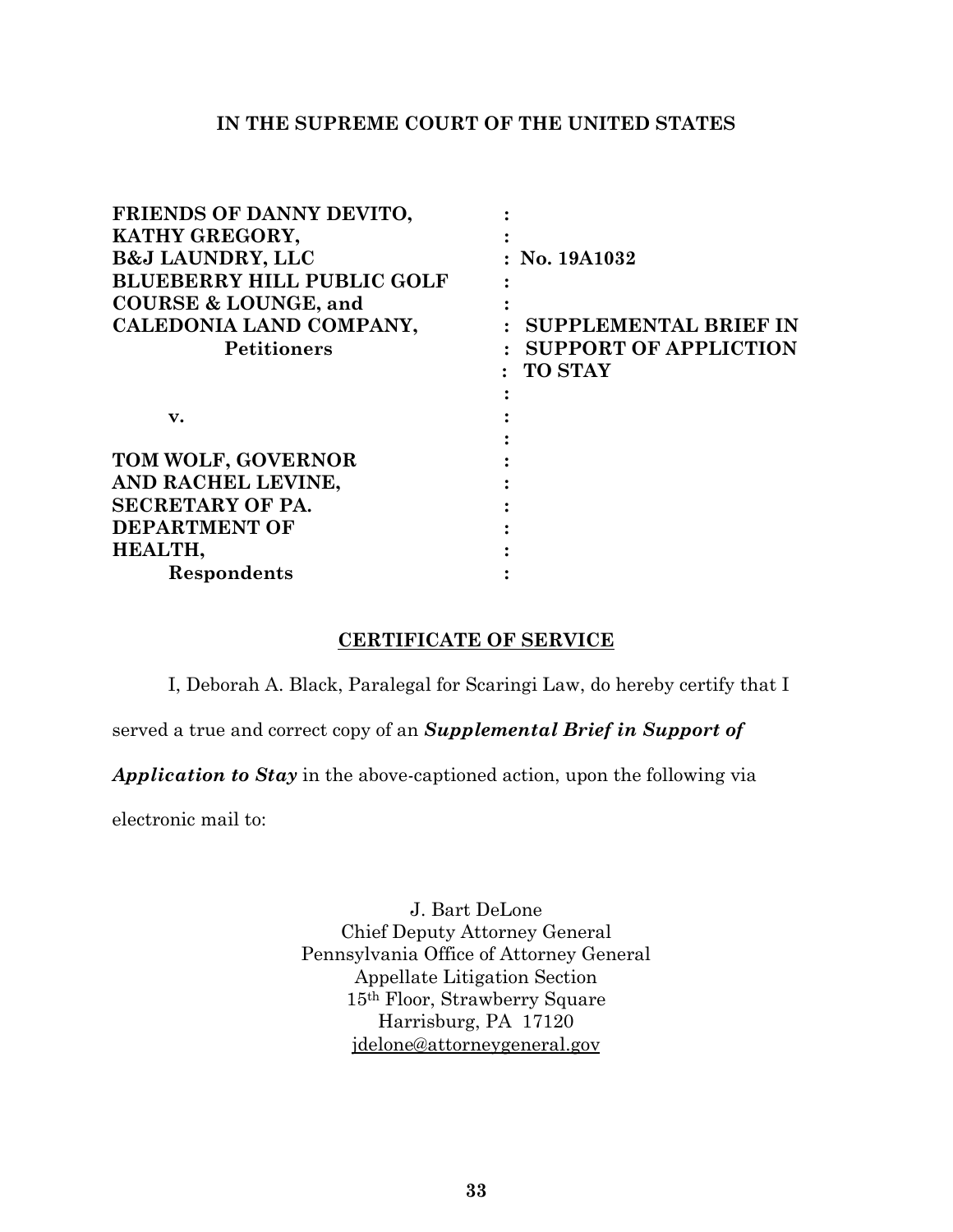**IN THE SUPREME COURT OF THE UNITED STATES**

| | | |
|---|---|---|
| **FRIENDS OF DANNY DEVITO, KATHY GREGORY, B&J LAUNDRY, LLC BLUEBERRY HILL PUBLIC GOLF COURSE & LOUNGE, and CALEDONIA LAND COMPANY,** **Petitioners** | : | **No. 19A1032** |
| | : | **SUPPLEMENTAL BRIEF IN SUPPORT OF APPLICTION TO STAY** |
| **v.** | : | |
| **TOM WOLF, GOVERNOR AND RACHEL LEVINE, SECRETARY OF PA. DEPARTMENT OF HEALTH,** **Respondents** | : | |

## CERTIFICATE OF SERVICE

I, Deborah A. Black, Paralegal for Scaringi Law, do hereby certify that I served a true and correct copy of an ***Supplemental Brief in Support of Application to Stay*** in the above-captioned action, upon the following via electronic mail to:

J. Bart DeLone
Chief Deputy Attorney General
Pennsylvania Office of Attorney General
Appellate Litigation Section
15th Floor, Strawberry Square
Harrisburg, PA 17120
jdelone@attorneygeneral.gov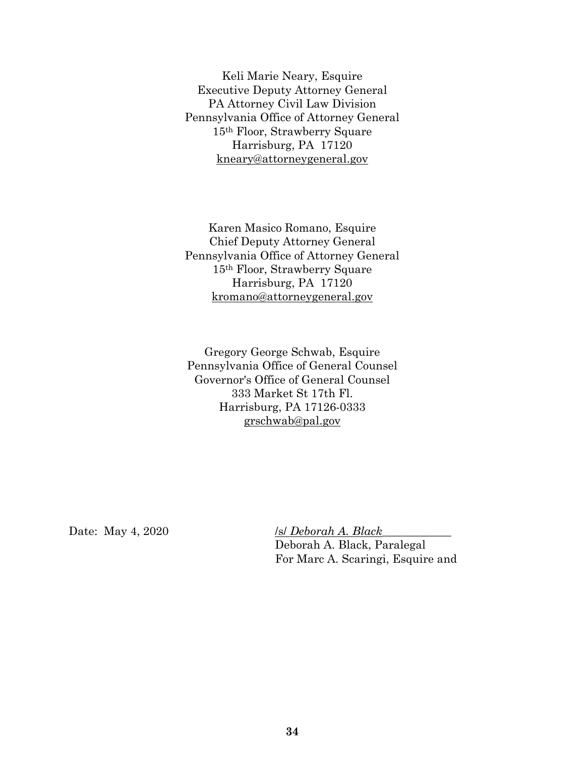Keli Marie Neary, Esquire
Executive Deputy Attorney General
PA Attorney Civil Law Division
Pennsylvania Office of Attorney General
15th Floor, Strawberry Square
Harrisburg, PA 17120
kneary@attorneygeneral.gov

Karen Masico Romano, Esquire
Chief Deputy Attorney General
Pennsylvania Office of Attorney General
15th Floor, Strawberry Square
Harrisburg, PA 17120
kromano@attorneygeneral.gov

Gregory George Schwab, Esquire
Pennsylvania Office of General Counsel
Governor's Office of General Counsel
333 Market St 17th Fl.
Harrisburg, PA 17126-0333
grschwab@pal.gov

Date: May 4, 2020

/s/ *Deborah A. Black*\_\_\_\_\_\_\_\_\_\_\_\_
Deborah A. Black, Paralegal
For Marc A. Scaringi, Esquire and